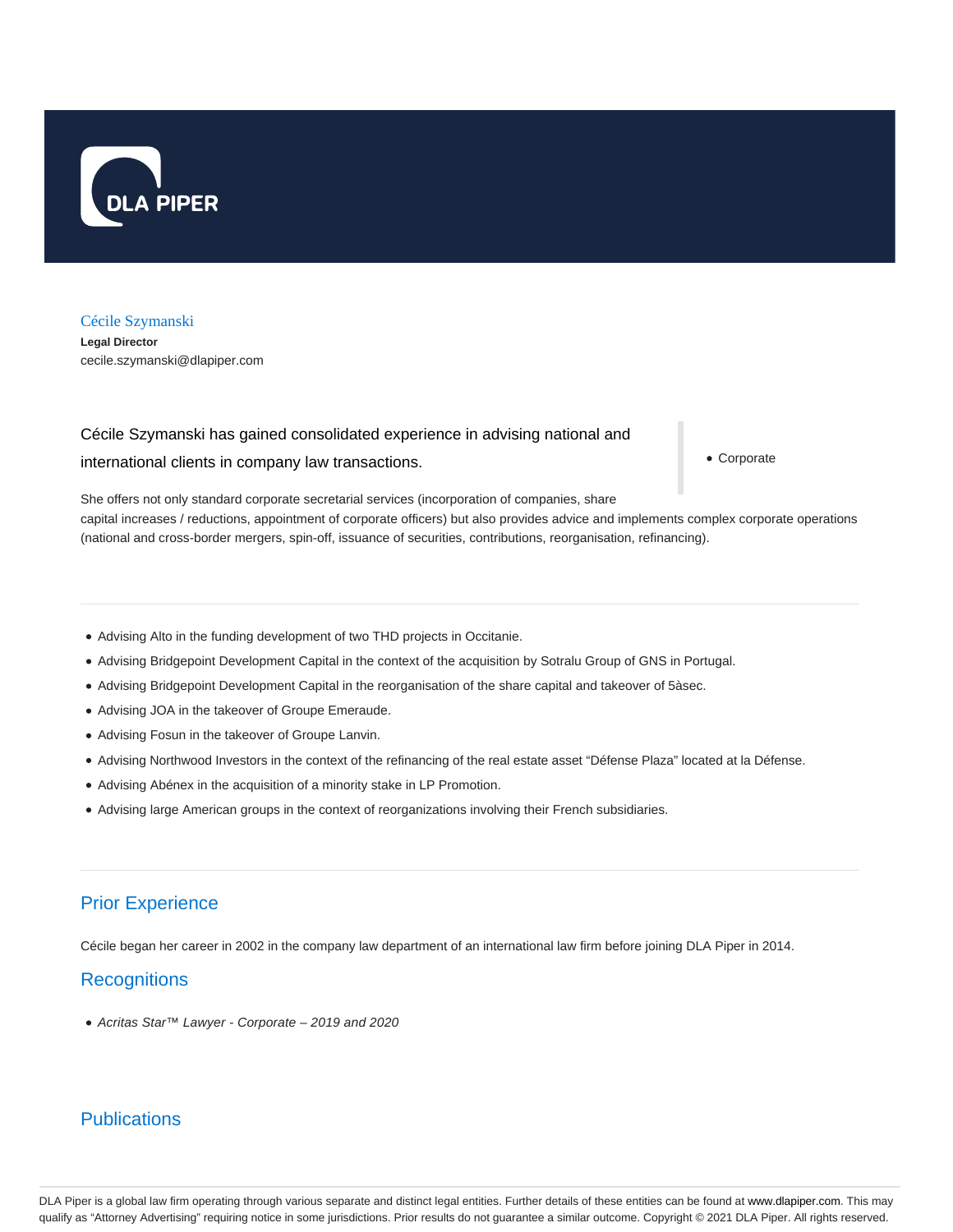# Cécile Szymanski

**Legal Director**

cecile.szymanski@dlapiper.com

Cécile Szymanski has gained consolidated experience in advising national and international clients in company law transactions.

- Corporate

She offers not only standard corporate secretarial services (incorporation of companies, share capital increases / reductions, appointment of corporate officers) but also provides advice and implements complex corporate operations (national and cross-border mergers, spin-off, issuance of securities, contributions, reorganisation, refinancing).

- Advising Alto in the funding development of two THD projects in Occitanie.
- Advising Bridgepoint Development Capital in the context of the acquisition by Sotralu Group of GNS in Portugal.
- Advising Bridgepoint Development Capital in the reorganisation of the share capital and takeover of 5àsec.
- Advising JOA in the takeover of Groupe Emeraude.
- Advising Fosun in the takeover of Groupe Lanvin.
- Advising Northwood Investors in the context of the refinancing of the real estate asset "Défense Plaza" located at la Défense.
- Advising Abénex in the acquisition of a minority stake in LP Promotion.
- Advising large American groups in the context of reorganizations involving their French subsidiaries.

## Prior Experience

Cécile began her career in 2002 in the company law department of an international law firm before joining DLA Piper in 2014.

## Recognitions

- *Acritas Star™ Lawyer - Corporate – 2019 and 2020*

## Publications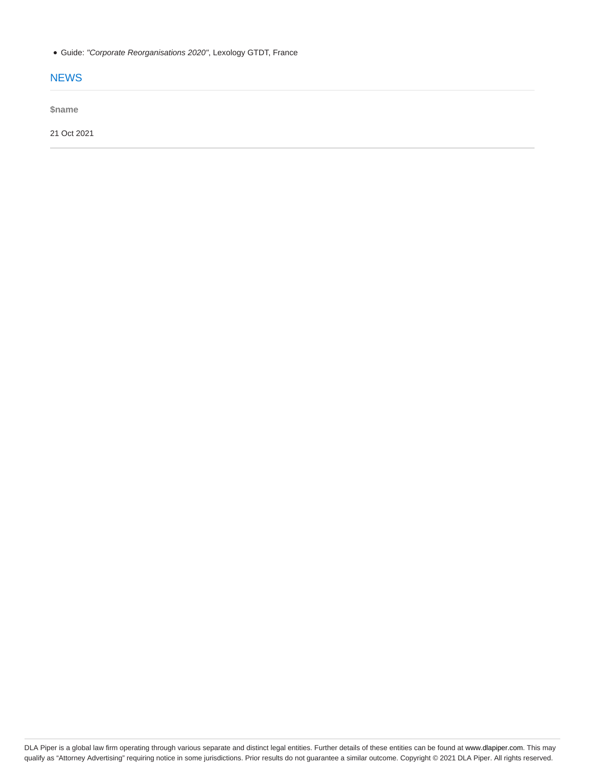- Guide: *"Corporate Reorganisations 2020"*, Lexology GTDT, France

## NEWS

**$name**

21 Oct 2021

DLA Piper is a global law firm operating through various separate and distinct legal entities. Further details of these entities can be found at www.dlapiper.com. This may qualify as “Attorney Advertising” requiring notice in some jurisdictions. Prior results do not guarantee a similar outcome. Copyright © 2021 DLA Piper. All rights reserved.